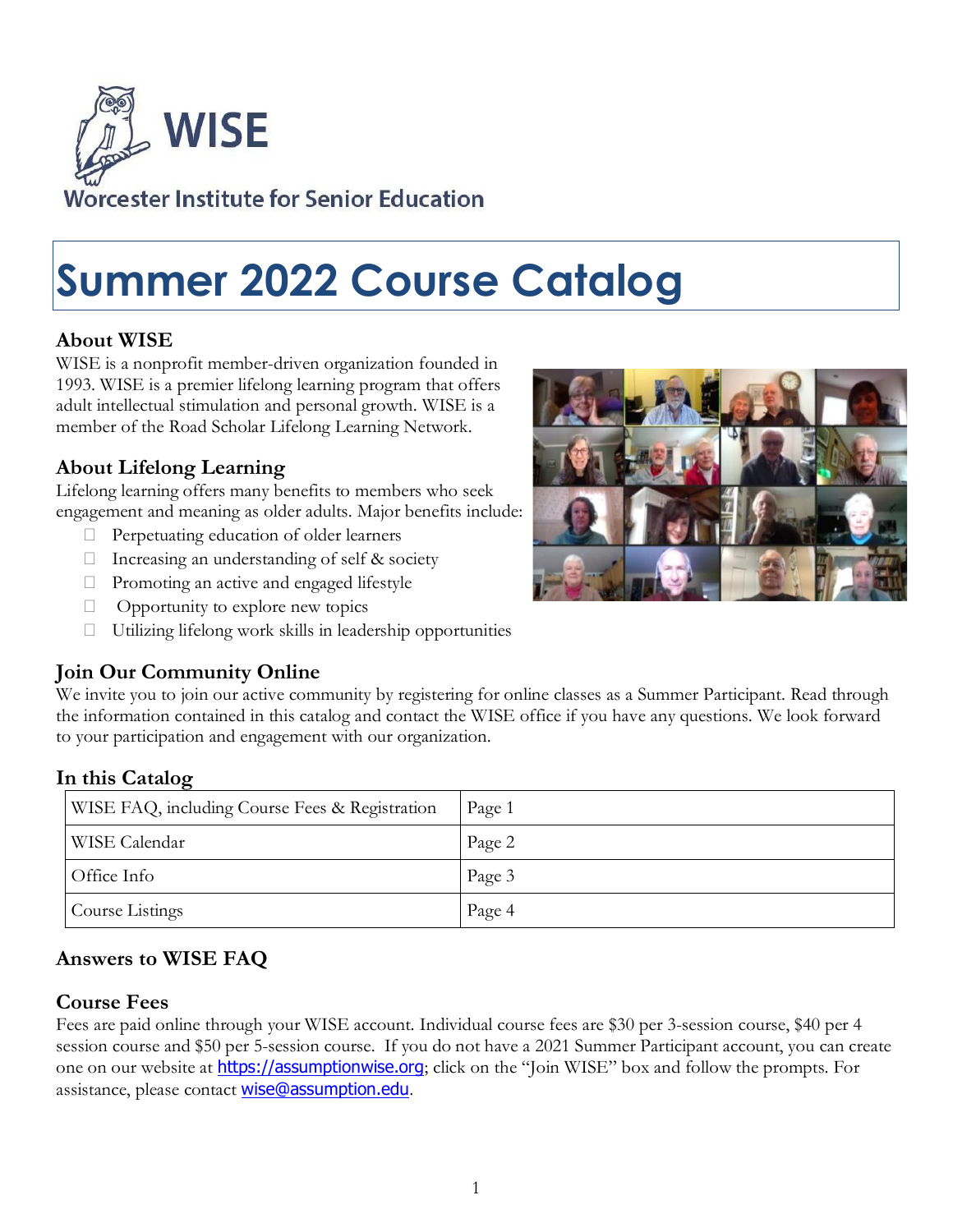# WISE

Worcester Institute for Senior Education

# Summer 2022 Course Catalog

## About WISE

WISE is a nonprofit member-driven organization founded in 1993. WISE is a premier lifelong learning program that offers adult intellectual stimulation and personal growth. WISE is a member of the Road Scholar Lifelong Learning Network.

## About Lifelong Learning

Lifelong learning offers many benefits to members who seek engagement and meaning as older adults. Major benefits include:

- Perpetuating education of older learners
- Increasing an understanding of self & society
- Promoting an active and engaged lifestyle
- Opportunity to explore new topics
- Utilizing lifelong work skills in leadership opportunities

## Join Our Community Online

We invite you to join our active community by registering for online classes as a Summer Participant. Read through the information contained in this catalog and contact the WISE office if you have any questions. We look forward to your participation and engagement with our organization.

## In this Catalog

| WISE FAQ, including Course Fees & Registration | Page 1 |
|---|---|
| WISE Calendar | Page 2 |
| Office Info | Page 3 |
| Course Listings | Page 4 |

## Answers to WISE FAQ

### Course Fees

Fees are paid online through your WISE account. Individual course fees are $30 per 3-session course, $40 per 4 session course and $50 per 5-session course. If you do not have a 2021 Summer Participant account, you can create one on our website at https://assumptionwise.org; click on the "Join WISE" box and follow the prompts. For assistance, please contact wise@assumption.edu.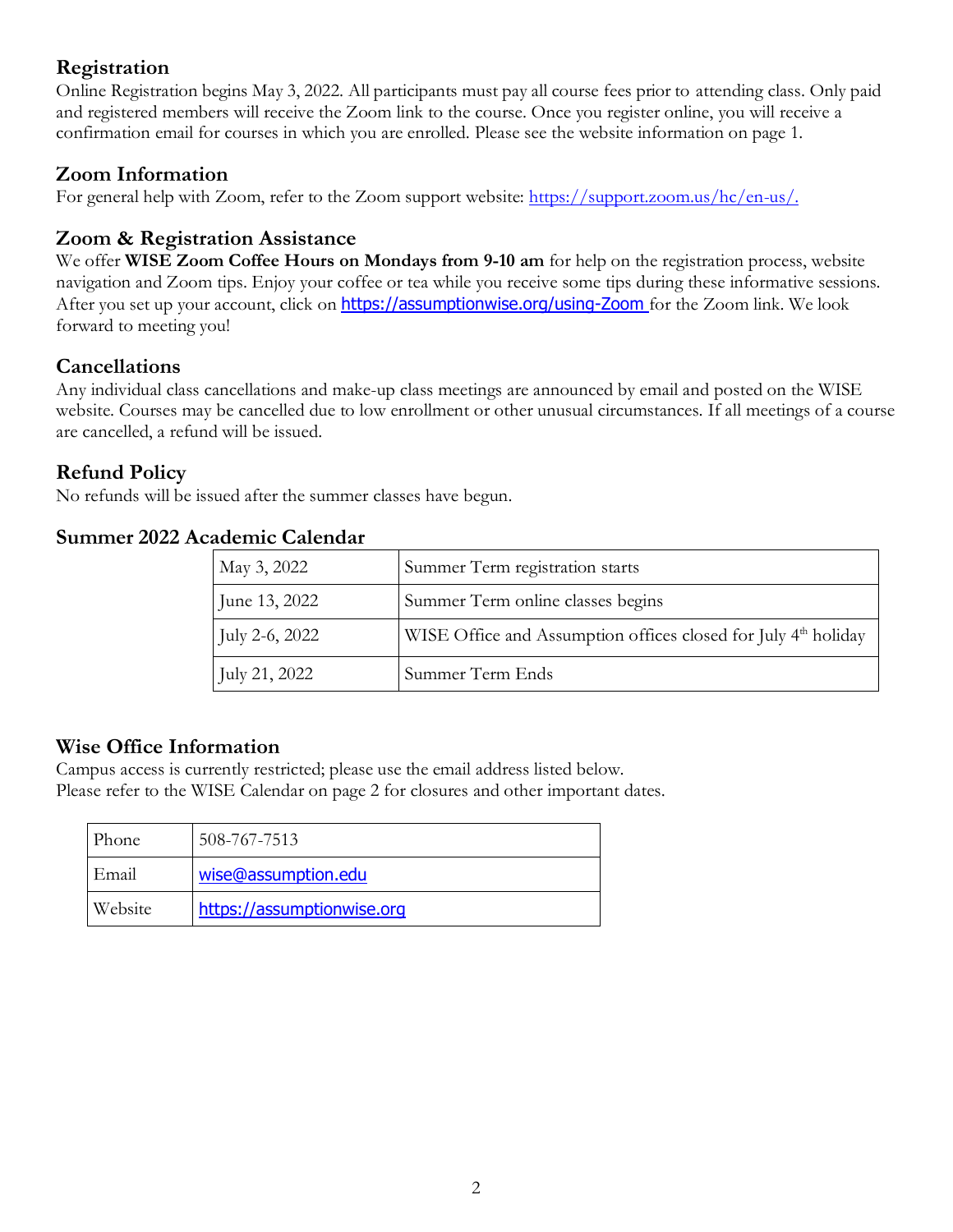## Registration

Online Registration begins May 3, 2022. All participants must pay all course fees prior to attending class. Only paid and registered members will receive the Zoom link to the course. Once you register online, you will receive a confirmation email for courses in which you are enrolled. Please see the website information on page 1.

## Zoom Information

For general help with Zoom, refer to the Zoom support website: https://support.zoom.us/hc/en-us/.

## Zoom & Registration Assistance

We offer **WISE Zoom Coffee Hours on Mondays from 9-10 am** for help on the registration process, website navigation and Zoom tips. Enjoy your coffee or tea while you receive some tips during these informative sessions. After you set up your account, click on https://assumptionwise.org/using-Zoom for the Zoom link. We look forward to meeting you!

## Cancellations

Any individual class cancellations and make-up class meetings are announced by email and posted on the WISE website. Courses may be cancelled due to low enrollment or other unusual circumstances. If all meetings of a course are cancelled, a refund will be issued.

## Refund Policy

No refunds will be issued after the summer classes have begun.

## Summer 2022 Academic Calendar

| | |
|---|---|
| May 3, 2022 | Summer Term registration starts |
| June 13, 2022 | Summer Term online classes begins |
| July 2-6, 2022 | WISE Office and Assumption offices closed for July 4th holiday |
| July 21, 2022 | Summer Term Ends |

## Wise Office Information

Campus access is currently restricted; please use the email address listed below.
Please refer to the WISE Calendar on page 2 for closures and other important dates.

| | |
|---|---|
| Phone | 508-767-7513 |
| Email | wise@assumption.edu |
| Website | https://assumptionwise.org |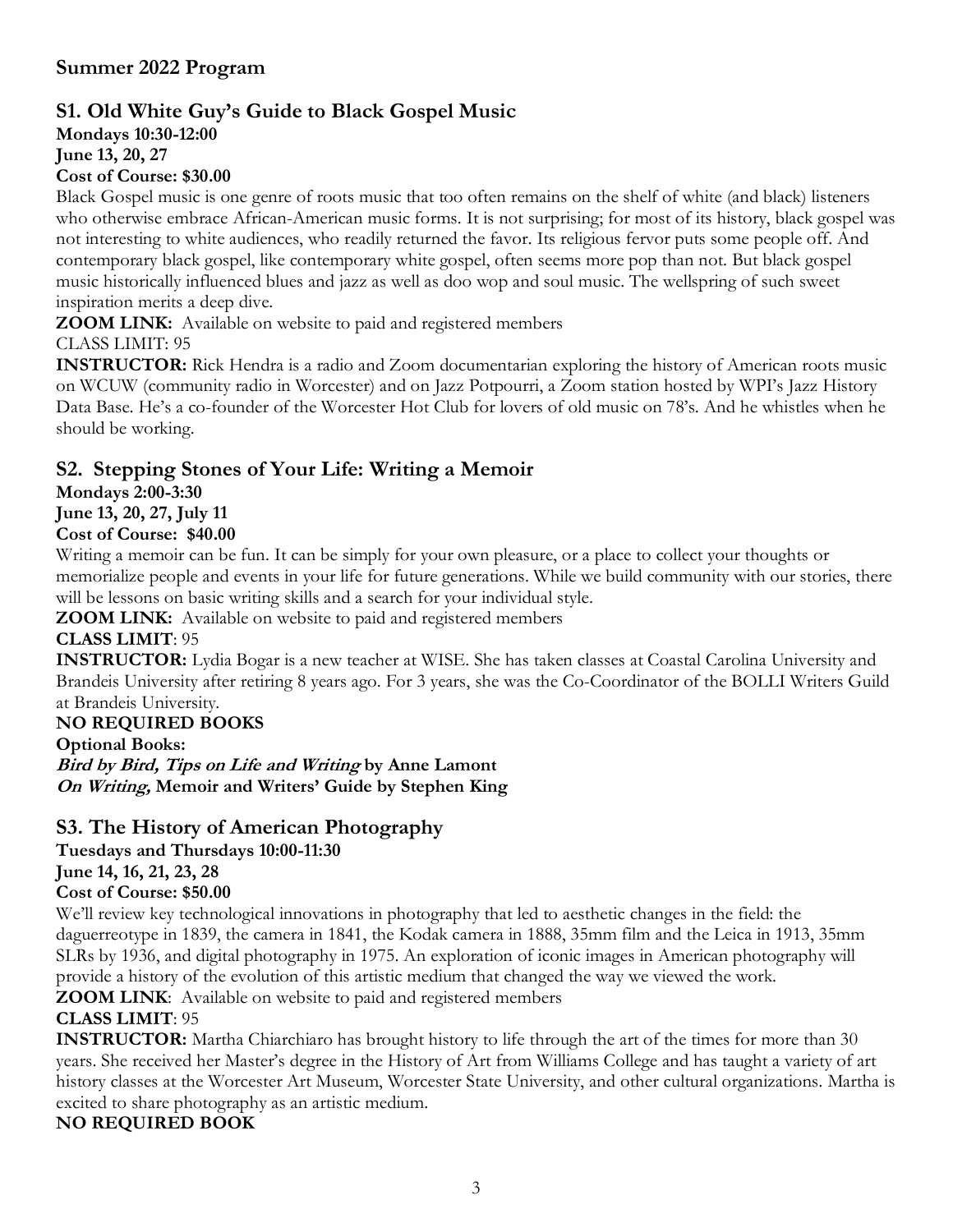## Summer 2022 Program

### S1. Old White Guy's Guide to Black Gospel Music

**Mondays 10:30-12:00**
**June 13, 20, 27**
**Cost of Course: $30.00**

Black Gospel music is one genre of roots music that too often remains on the shelf of white (and black) listeners who otherwise embrace African-American music forms. It is not surprising; for most of its history, black gospel was not interesting to white audiences, who readily returned the favor. Its religious fervor puts some people off. And contemporary black gospel, like contemporary white gospel, often seems more pop than not. But black gospel music historically influenced blues and jazz as well as doo wop and soul music. The wellspring of such sweet inspiration merits a deep dive.

**ZOOM LINK:** Available on website to paid and registered members

CLASS LIMIT: 95

**INSTRUCTOR:** Rick Hendra is a radio and Zoom documentarian exploring the history of American roots music on WCUW (community radio in Worcester) and on Jazz Potpourri, a Zoom station hosted by WPI's Jazz History Data Base. He's a co-founder of the Worcester Hot Club for lovers of old music on 78's. And he whistles when he should be working.

### S2. Stepping Stones of Your Life: Writing a Memoir

**Mondays 2:00-3:30**
**June 13, 20, 27, July 11**
**Cost of Course: $40.00**

Writing a memoir can be fun. It can be simply for your own pleasure, or a place to collect your thoughts or memorialize people and events in your life for future generations. While we build community with our stories, there will be lessons on basic writing skills and a search for your individual style.

**ZOOM LINK:** Available on website to paid and registered members

**CLASS LIMIT**: 95

**INSTRUCTOR:** Lydia Bogar is a new teacher at WISE. She has taken classes at Coastal Carolina University and Brandeis University after retiring 8 years ago. For 3 years, she was the Co-Coordinator of the BOLLI Writers Guild at Brandeis University.

**NO REQUIRED BOOKS**

**Optional Books:**

***Bird by Bird, Tips on Life and Writing* by Anne Lamont**

***On Writing,* Memoir and Writers' Guide by Stephen King**

### S3. The History of American Photography

**Tuesdays and Thursdays 10:00-11:30**
**June 14, 16, 21, 23, 28**
**Cost of Course: $50.00**

We'll review key technological innovations in photography that led to aesthetic changes in the field: the daguerreotype in 1839, the camera in 1841, the Kodak camera in 1888, 35mm film and the Leica in 1913, 35mm SLRs by 1936, and digital photography in 1975. An exploration of iconic images in American photography will provide a history of the evolution of this artistic medium that changed the way we viewed the work.

**ZOOM LINK**: Available on website to paid and registered members

**CLASS LIMIT**: 95

**INSTRUCTOR:** Martha Chiarchiaro has brought history to life through the art of the times for more than 30 years. She received her Master's degree in the History of Art from Williams College and has taught a variety of art history classes at the Worcester Art Museum, Worcester State University, and other cultural organizations. Martha is excited to share photography as an artistic medium.

**NO REQUIRED BOOK**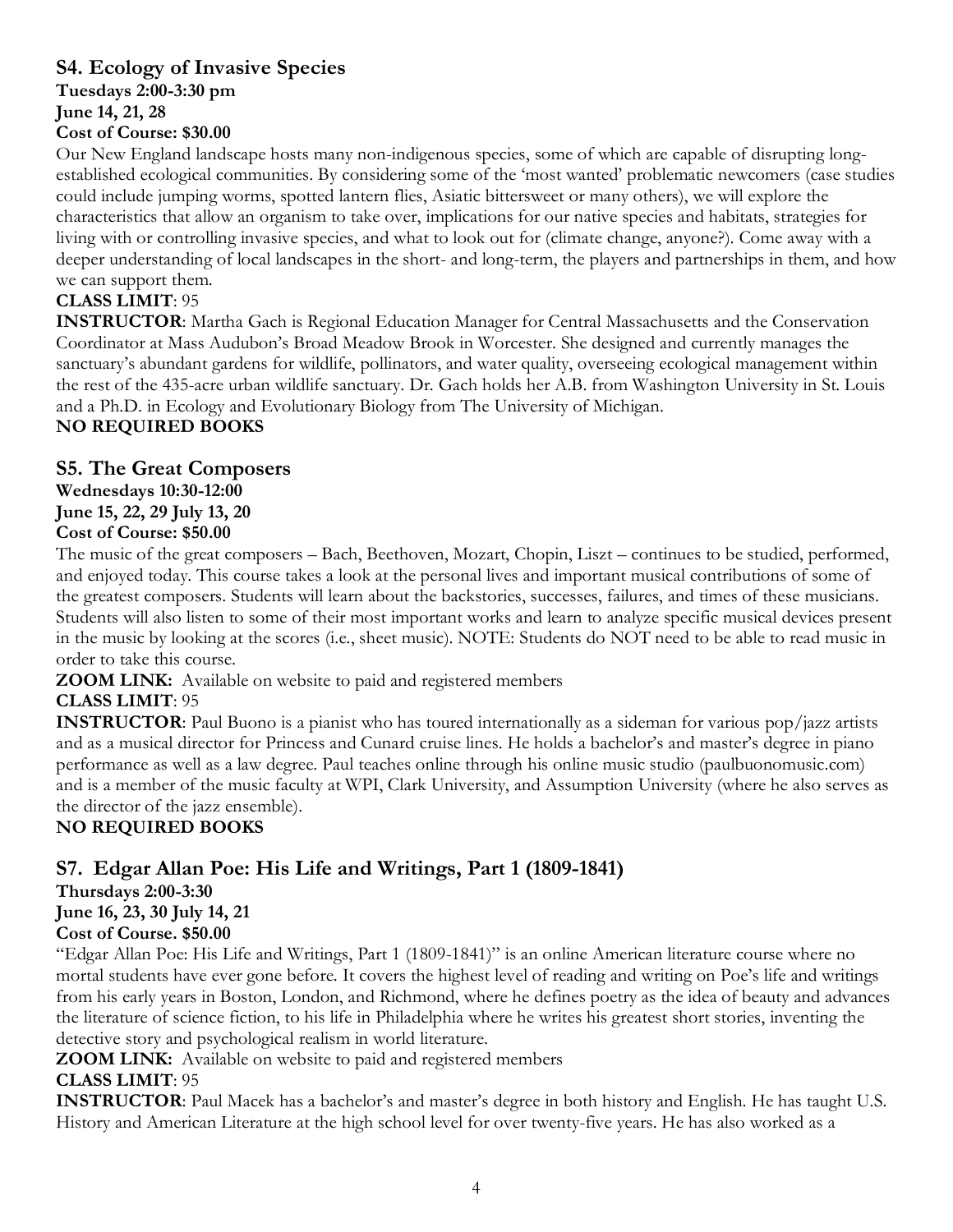### S4. Ecology of Invasive Species

**Tuesdays 2:00-3:30 pm**
**June 14, 21, 28**
**Cost of Course: $30.00**

Our New England landscape hosts many non-indigenous species, some of which are capable of disrupting long-established ecological communities. By considering some of the 'most wanted' problematic newcomers (case studies could include jumping worms, spotted lantern flies, Asiatic bittersweet or many others), we will explore the characteristics that allow an organism to take over, implications for our native species and habitats, strategies for living with or controlling invasive species, and what to look out for (climate change, anyone?). Come away with a deeper understanding of local landscapes in the short- and long-term, the players and partnerships in them, and how we can support them.

**CLASS LIMIT**: 95

**INSTRUCTOR**: Martha Gach is Regional Education Manager for Central Massachusetts and the Conservation Coordinator at Mass Audubon's Broad Meadow Brook in Worcester. She designed and currently manages the sanctuary's abundant gardens for wildlife, pollinators, and water quality, overseeing ecological management within the rest of the 435-acre urban wildlife sanctuary. Dr. Gach holds her A.B. from Washington University in St. Louis and a Ph.D. in Ecology and Evolutionary Biology from The University of Michigan.

**NO REQUIRED BOOKS**

### S5. The Great Composers

**Wednesdays 10:30-12:00**
**June 15, 22, 29 July 13, 20**
**Cost of Course: $50.00**

The music of the great composers – Bach, Beethoven, Mozart, Chopin, Liszt – continues to be studied, performed, and enjoyed today. This course takes a look at the personal lives and important musical contributions of some of the greatest composers. Students will learn about the backstories, successes, failures, and times of these musicians. Students will also listen to some of their most important works and learn to analyze specific musical devices present in the music by looking at the scores (i.e., sheet music). NOTE: Students do NOT need to be able to read music in order to take this course.

**ZOOM LINK:** Available on website to paid and registered members

**CLASS LIMIT**: 95

**INSTRUCTOR**: Paul Buono is a pianist who has toured internationally as a sideman for various pop/jazz artists and as a musical director for Princess and Cunard cruise lines. He holds a bachelor's and master's degree in piano performance as well as a law degree. Paul teaches online through his online music studio (paulbuonomusic.com) and is a member of the music faculty at WPI, Clark University, and Assumption University (where he also serves as the director of the jazz ensemble).

**NO REQUIRED BOOKS**

### S7. Edgar Allan Poe: His Life and Writings, Part 1 (1809-1841)

**Thursdays 2:00-3:30**
**June 16, 23, 30 July 14, 21**
**Cost of Course. $50.00**

"Edgar Allan Poe: His Life and Writings, Part 1 (1809-1841)" is an online American literature course where no mortal students have ever gone before. It covers the highest level of reading and writing on Poe's life and writings from his early years in Boston, London, and Richmond, where he defines poetry as the idea of beauty and advances the literature of science fiction, to his life in Philadelphia where he writes his greatest short stories, inventing the detective story and psychological realism in world literature.

**ZOOM LINK:** Available on website to paid and registered members

**CLASS LIMIT**: 95

**INSTRUCTOR**: Paul Macek has a bachelor's and master's degree in both history and English. He has taught U.S. History and American Literature at the high school level for over twenty-five years. He has also worked as a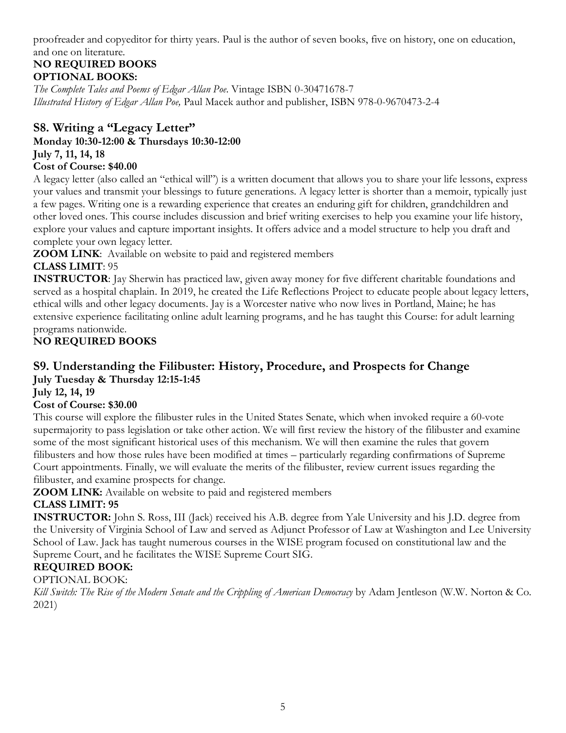proofreader and copyeditor for thirty years. Paul is the author of seven books, five on history, one on education, and one on literature.

**NO REQUIRED BOOKS**

**OPTIONAL BOOKS:**

*The Complete Tales and Poems of Edgar Allan Poe*. Vintage ISBN 0-30471678-7

*Illustrated History of Edgar Allan Poe,* Paul Macek author and publisher, ISBN 978-0-9670473-2-4

## S8. Writing a "Legacy Letter"

**Monday 10:30-12:00 & Thursdays 10:30-12:00**

**July 7, 11, 14, 18**

**Cost of Course: $40.00**

A legacy letter (also called an "ethical will") is a written document that allows you to share your life lessons, express your values and transmit your blessings to future generations. A legacy letter is shorter than a memoir, typically just a few pages. Writing one is a rewarding experience that creates an enduring gift for children, grandchildren and other loved ones. This course includes discussion and brief writing exercises to help you examine your life history, explore your values and capture important insights. It offers advice and a model structure to help you draft and complete your own legacy letter.

**ZOOM LINK**: Available on website to paid and registered members

**CLASS LIMIT**: 95

**INSTRUCTOR**: Jay Sherwin has practiced law, given away money for five different charitable foundations and served as a hospital chaplain. In 2019, he created the Life Reflections Project to educate people about legacy letters, ethical wills and other legacy documents. Jay is a Worcester native who now lives in Portland, Maine; he has extensive experience facilitating online adult learning programs, and he has taught this Course: for adult learning programs nationwide.

**NO REQUIRED BOOKS**

## S9. Understanding the Filibuster: History, Procedure, and Prospects for Change

**July Tuesday & Thursday 12:15-1:45**

**July 12, 14, 19**

**Cost of Course: $30.00**

This course will explore the filibuster rules in the United States Senate, which when invoked require a 60-vote supermajority to pass legislation or take other action. We will first review the history of the filibuster and examine some of the most significant historical uses of this mechanism. We will then examine the rules that govern filibusters and how those rules have been modified at times – particularly regarding confirmations of Supreme Court appointments. Finally, we will evaluate the merits of the filibuster, review current issues regarding the filibuster, and examine prospects for change.

**ZOOM LINK:** Available on website to paid and registered members

**CLASS LIMIT: 95**

**INSTRUCTOR:** John S. Ross, III (Jack) received his A.B. degree from Yale University and his J.D. degree from the University of Virginia School of Law and served as Adjunct Professor of Law at Washington and Lee University School of Law. Jack has taught numerous courses in the WISE program focused on constitutional law and the Supreme Court, and he facilitates the WISE Supreme Court SIG.

**REQUIRED BOOK:**

OPTIONAL BOOK:

*Kill Switch: The Rise of the Modern Senate and the Crippling of American Democracy* by Adam Jentleson (W.W. Norton & Co. 2021)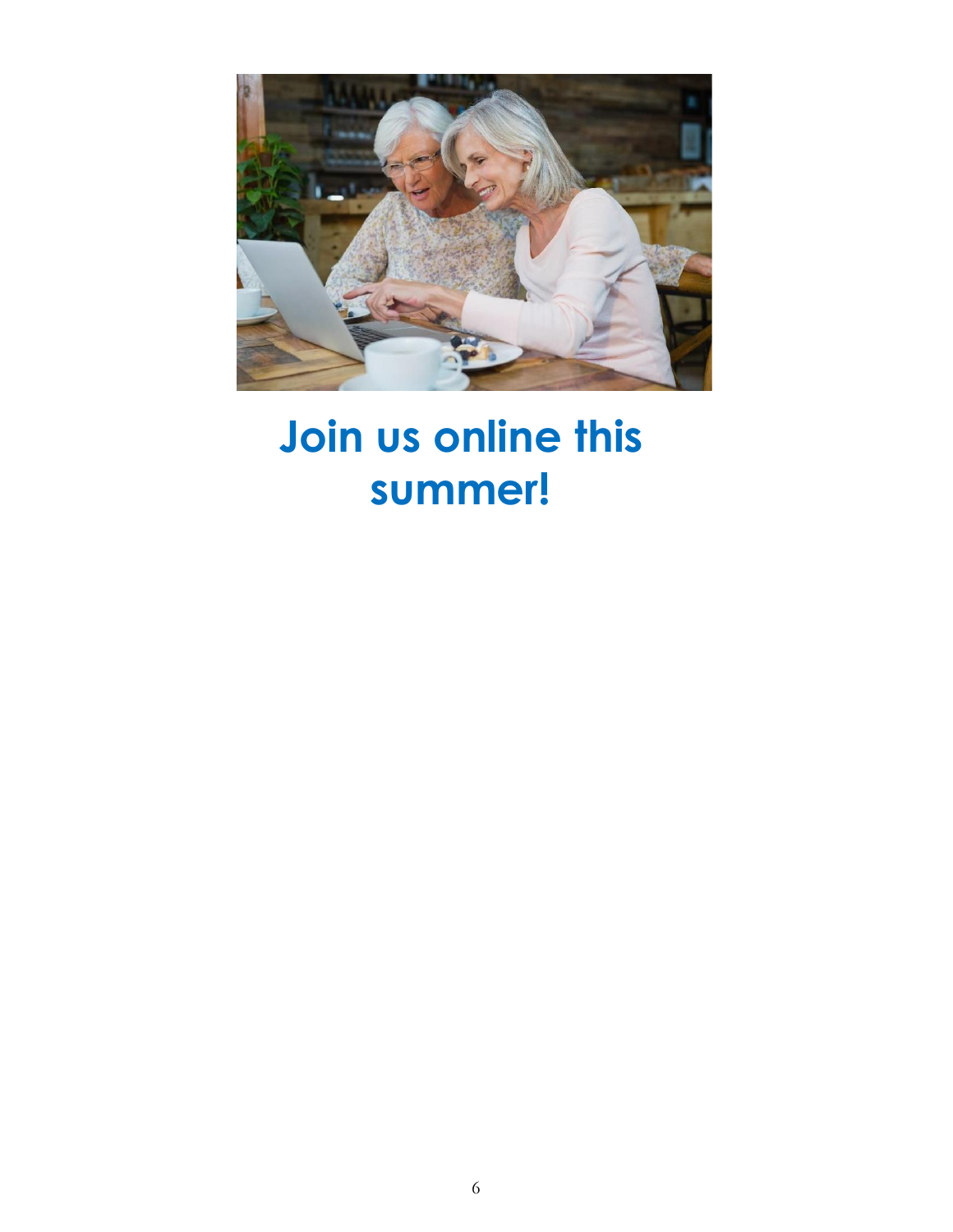# Join us online this summer!